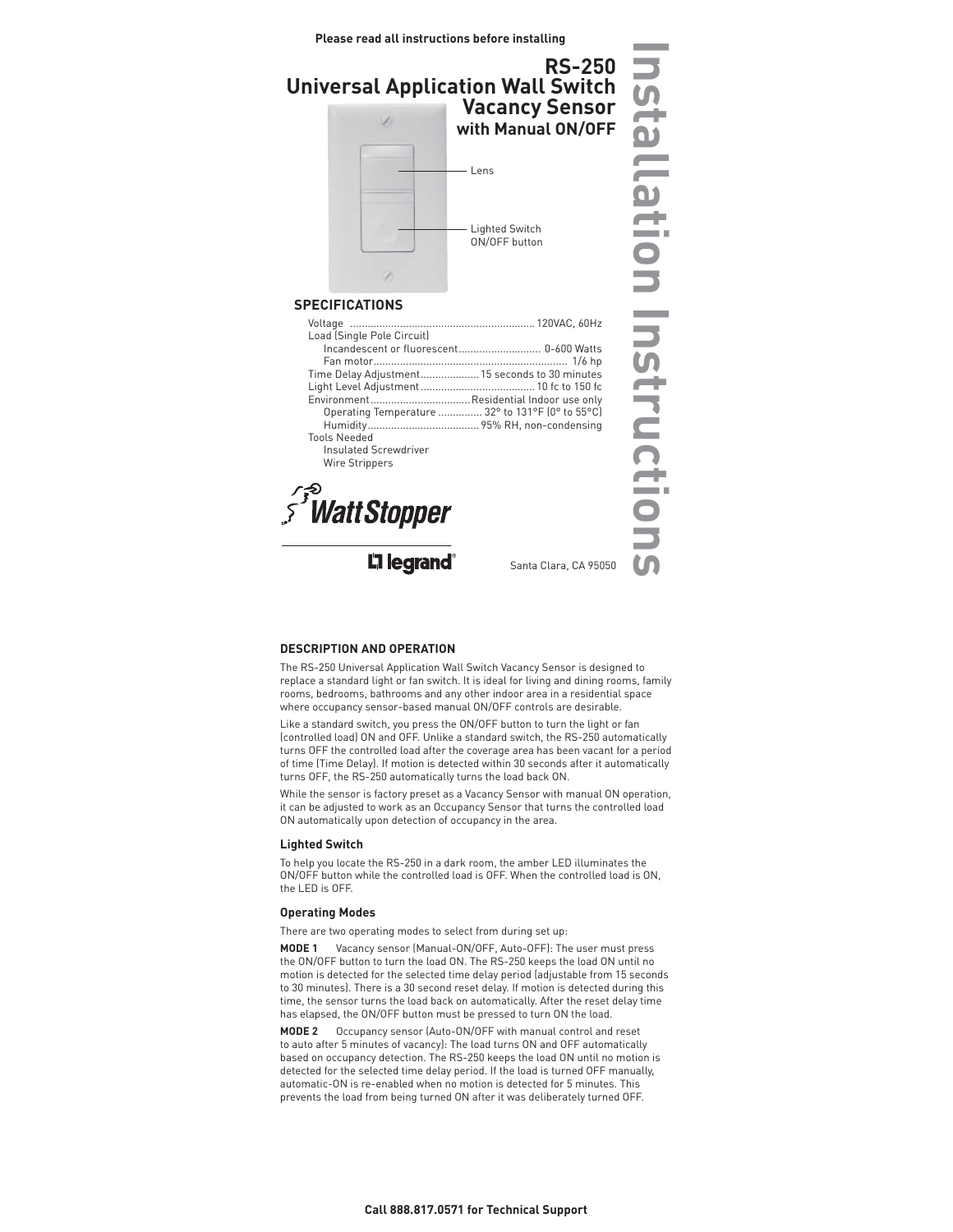Please read all instructions before installing

# RS-250 Universal Application Wall Switch Vacancy Sensor with Manual ON/OFF

# Installation Instructions

Lens

Lighted Switch ON/OFF button

## SPECIFICATIONS

| | |
|---|---|
| Voltage | 120VAC, 60Hz |
| Load (Single Pole Circuit) | |
| Incandescent or fluorescent | 0-600 Watts |
| Fan motor | 1/6 hp |
| Time Delay Adjustment | 15 seconds to 30 minutes |
| Light Level Adjustment | 10 fc to 150 fc |
| Environment | Residential Indoor use only |
| Operating Temperature | 32° to 131°F (0° to 55°C) |
| Humidity | 95% RH, non-condensing |
| Tools Needed | |
| Insulated Screwdriver | |
| Wire Strippers | |

WattStopper

legrand®

Santa Clara, CA 95050

## DESCRIPTION AND OPERATION

The RS-250 Universal Application Wall Switch Vacancy Sensor is designed to replace a standard light or fan switch. It is ideal for living and dining rooms, family rooms, bedrooms, bathrooms and any other indoor area in a residential space where occupancy sensor-based manual ON/OFF controls are desirable.

Like a standard switch, you press the ON/OFF button to turn the light or fan (controlled load) ON and OFF. Unlike a standard switch, the RS-250 automatically turns OFF the controlled load after the coverage area has been vacant for a period of time (Time Delay). If motion is detected within 30 seconds after it automatically turns OFF, the RS-250 automatically turns the load back ON.

While the sensor is factory preset as a Vacancy Sensor with manual ON operation, it can be adjusted to work as an Occupancy Sensor that turns the controlled load ON automatically upon detection of occupancy in the area.

### Lighted Switch

To help you locate the RS-250 in a dark room, the amber LED illuminates the ON/OFF button while the controlled load is OFF. When the controlled load is ON, the LED is OFF.

### Operating Modes

There are two operating modes to select from during set up:

**MODE 1** Vacancy sensor (Manual-ON/OFF, Auto-OFF): The user must press the ON/OFF button to turn the load ON. The RS-250 keeps the load ON until no motion is detected for the selected time delay period (adjustable from 15 seconds to 30 minutes). There is a 30 second reset delay. If motion is detected during this time, the sensor turns the load back on automatically. After the reset delay time has elapsed, the ON/OFF button must be pressed to turn ON the load.

**MODE 2** Occupancy sensor (Auto-ON/OFF with manual control and reset to auto after 5 minutes of vacancy): The load turns ON and OFF automatically based on occupancy detection. The RS-250 keeps the load ON until no motion is detected for the selected time delay period. If the load is turned OFF manually, automatic-ON is re-enabled when no motion is detected for 5 minutes. This prevents the load from being turned ON after it was deliberately turned OFF.

Call 888.817.0571 for Technical Support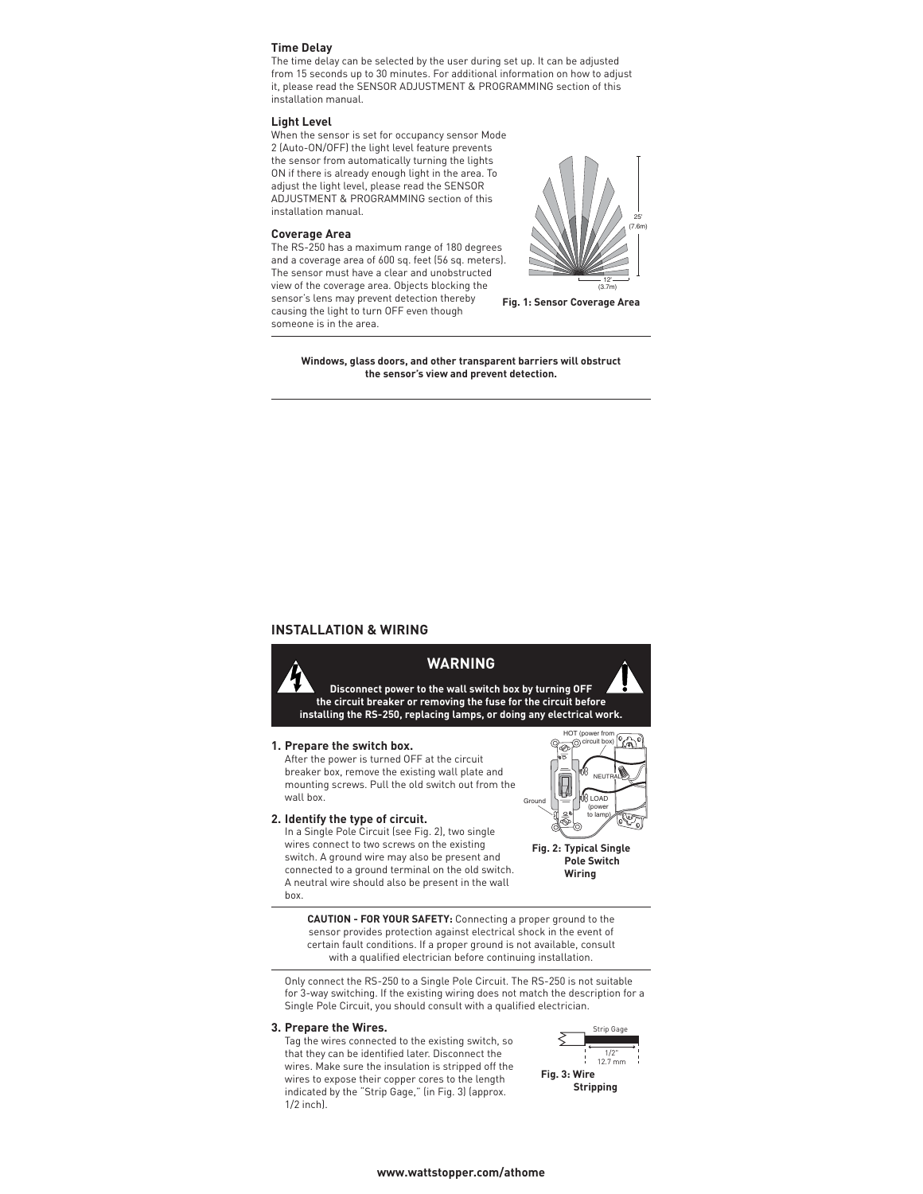### Time Delay

The time delay can be selected by the user during set up. It can be adjusted from 15 seconds up to 30 minutes. For additional information on how to adjust it, please read the SENSOR ADJUSTMENT & PROGRAMMING section of this installation manual.

### Light Level

When the sensor is set for occupancy sensor Mode 2 (Auto-ON/OFF) the light level feature prevents the sensor from automatically turning the lights ON if there is already enough light in the area. To adjust the light level, please read the SENSOR ADJUSTMENT & PROGRAMMING section of this installation manual.

### Coverage Area

The RS-250 has a maximum range of 180 degrees and a coverage area of 600 sq. feet (56 sq. meters). The sensor must have a clear and unobstructed view of the coverage area. Objects blocking the sensor's lens may prevent detection thereby causing the light to turn OFF even though someone is in the area.

25' (7.6m)

12' (3.7m)

**Fig. 1: Sensor Coverage Area**

**Windows, glass doors, and other transparent barriers will obstruct the sensor's view and prevent detection.**

## INSTALLATION & WIRING

**WARNING**

**Disconnect power to the wall switch box by turning OFF the circuit breaker or removing the fuse for the circuit before installing the RS-250, replacing lamps, or doing any electrical work.**

**1. Prepare the switch box.**

After the power is turned OFF at the circuit breaker box, remove the existing wall plate and mounting screws. Pull the old switch out from the wall box.

**2. Identify the type of circuit.**

In a Single Pole Circuit (see Fig. 2), two single wires connect to two screws on the existing switch. A ground wire may also be present and connected to a ground terminal on the old switch. A neutral wire should also be present in the wall box.

HOT (power from circuit box)

NEUTRAL

LOAD (power to lamp)

Ground

**Fig. 2: Typical Single Pole Switch Wiring**

**CAUTION - FOR YOUR SAFETY:** Connecting a proper ground to the sensor provides protection against electrical shock in the event of certain fault conditions. If a proper ground is not available, consult with a qualified electrician before continuing installation.

Only connect the RS-250 to a Single Pole Circuit. The RS-250 is not suitable for 3-way switching. If the existing wiring does not match the description for a Single Pole Circuit, you should consult with a qualified electrician.

**3. Prepare the Wires.**

Tag the wires connected to the existing switch, so that they can be identified later. Disconnect the wires. Make sure the insulation is stripped off the wires to expose their copper cores to the length indicated by the "Strip Gage," (in Fig. 3) (approx. 1/2 inch).

Strip Gage

1/2" 12.7 mm

**Fig. 3: Wire Stripping**

www.wattstopper.com/athome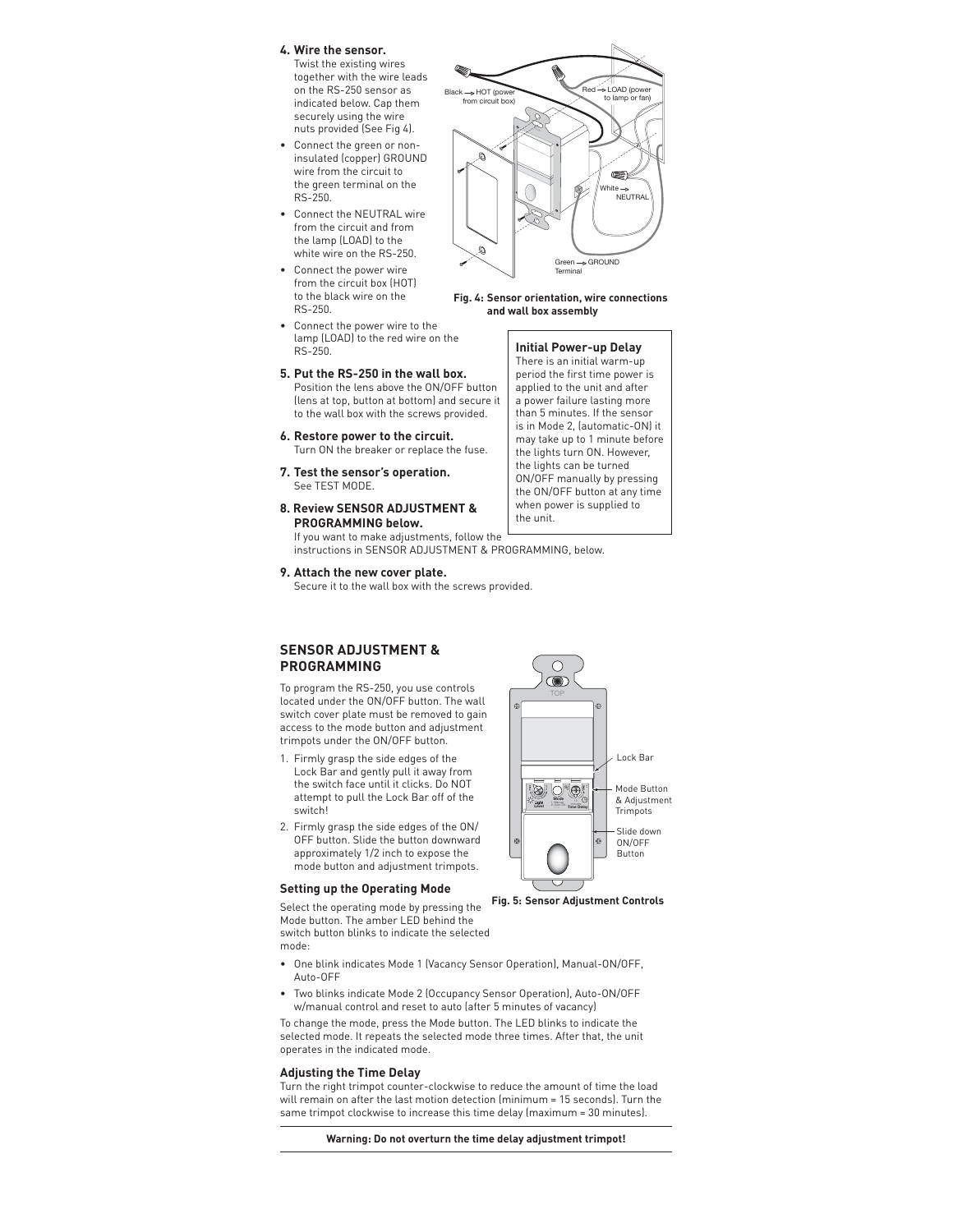**4. Wire the sensor.**
Twist the existing wires together with the wire leads on the RS-250 sensor as indicated below. Cap them securely using the wire nuts provided (See Fig 4).

- Connect the green or non-insulated (copper) GROUND wire from the circuit to the green terminal on the RS-250.
- Connect the NEUTRAL wire from the circuit and from the lamp (LOAD) to the white wire on the RS-250.
- Connect the power wire from the circuit box (HOT) to the black wire on the RS-250.
- Connect the power wire to the lamp (LOAD) to the red wire on the RS-250.

Black → HOT (power from circuit box)

Red → LOAD (power to lamp or fan)

White → NEUTRAL

Green → GROUND Terminal

**Fig. 4: Sensor orientation, wire connections and wall box assembly**

**5. Put the RS-250 in the wall box.**
Position the lens above the ON/OFF button (lens at top, button at bottom) and secure it to the wall box with the screws provided.

**6. Restore power to the circuit.**
Turn ON the breaker or replace the fuse.

**7. Test the sensor's operation.**
See TEST MODE.

**8. Review SENSOR ADJUSTMENT & PROGRAMMING below.**
If you want to make adjustments, follow the instructions in SENSOR ADJUSTMENT & PROGRAMMING, below.

**9. Attach the new cover plate.**
Secure it to the wall box with the screws provided.

**Initial Power-up Delay**

There is an initial warm-up period the first time power is applied to the unit and after a power failure lasting more than 5 minutes. If the sensor is in Mode 2, (automatic-ON) it may take up to 1 minute before the lights turn ON. However, the lights can be turned ON/OFF manually by pressing the ON/OFF button at any time when power is supplied to the unit.

## SENSOR ADJUSTMENT & PROGRAMMING

To program the RS-250, you use controls located under the ON/OFF button. The wall switch cover plate must be removed to gain access to the mode button and adjustment trimpots under the ON/OFF button.

1. Firmly grasp the side edges of the Lock Bar and gently pull it away from the switch face until it clicks. Do NOT attempt to pull the Lock Bar off of the switch!
2. Firmly grasp the side edges of the ON/OFF button. Slide the button downward approximately 1/2 inch to expose the mode button and adjustment trimpots.

TOP

Lock Bar

Mode Button & Adjustment Trimpots

Slide down ON/OFF Button

**Fig. 5: Sensor Adjustment Controls**

### Setting up the Operating Mode

Select the operating mode by pressing the Mode button. The amber LED behind the switch button blinks to indicate the selected mode:

- One blink indicates Mode 1 (Vacancy Sensor Operation), Manual-ON/OFF, Auto-OFF
- Two blinks indicate Mode 2 (Occupancy Sensor Operation), Auto-ON/OFF w/manual control and reset to auto (after 5 minutes of vacancy)

To change the mode, press the Mode button. The LED blinks to indicate the selected mode. It repeats the selected mode three times. After that, the unit operates in the indicated mode.

### Adjusting the Time Delay

Turn the right trimpot counter-clockwise to reduce the amount of time the load will remain on after the last motion detection (minimum = 15 seconds). Turn the same trimpot clockwise to increase this time delay (maximum = 30 minutes).

**Warning: Do not overturn the time delay adjustment trimpot!**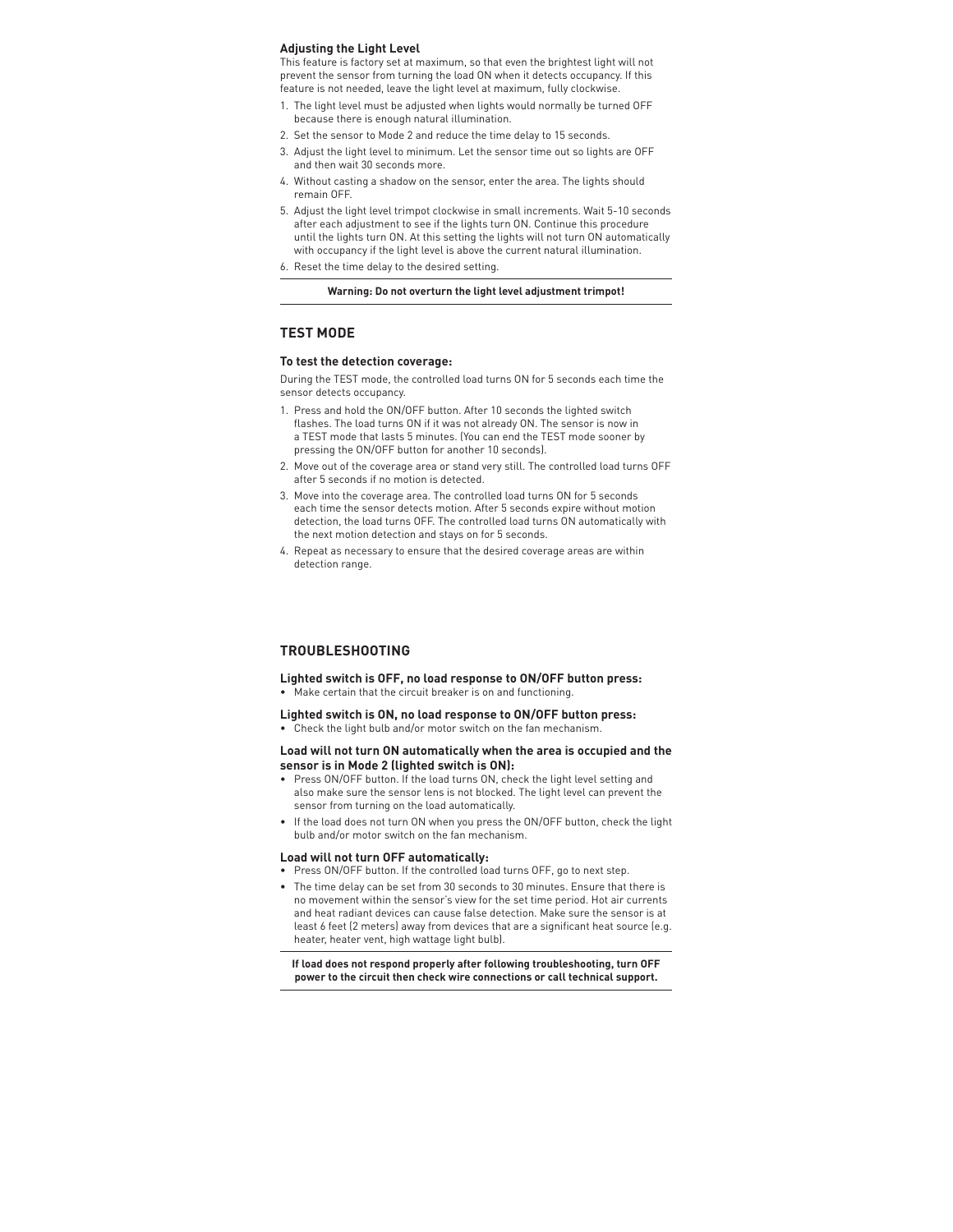### Adjusting the Light Level

This feature is factory set at maximum, so that even the brightest light will not prevent the sensor from turning the load ON when it detects occupancy. If this feature is not needed, leave the light level at maximum, fully clockwise.

1. The light level must be adjusted when lights would normally be turned OFF because there is enough natural illumination.
2. Set the sensor to Mode 2 and reduce the time delay to 15 seconds.
3. Adjust the light level to minimum. Let the sensor time out so lights are OFF and then wait 30 seconds more.
4. Without casting a shadow on the sensor, enter the area. The lights should remain OFF.
5. Adjust the light level trimpot clockwise in small increments. Wait 5-10 seconds after each adjustment to see if the lights turn ON. Continue this procedure until the lights turn ON. At this setting the lights will not turn ON automatically with occupancy if the light level is above the current natural illumination.
6. Reset the time delay to the desired setting.

---

**Warning: Do not overturn the light level adjustment trimpot!**

---

## TEST MODE

### To test the detection coverage:

During the TEST mode, the controlled load turns ON for 5 seconds each time the sensor detects occupancy.

1. Press and hold the ON/OFF button. After 10 seconds the lighted switch flashes. The load turns ON if it was not already ON. The sensor is now in a TEST mode that lasts 5 minutes. (You can end the TEST mode sooner by pressing the ON/OFF button for another 10 seconds).
2. Move out of the coverage area or stand very still. The controlled load turns OFF after 5 seconds if no motion is detected.
3. Move into the coverage area. The controlled load turns ON for 5 seconds each time the sensor detects motion. After 5 seconds expire without motion detection, the load turns OFF. The controlled load turns ON automatically with the next motion detection and stays on for 5 seconds.
4. Repeat as necessary to ensure that the desired coverage areas are within detection range.

## TROUBLESHOOTING

### Lighted switch is OFF, no load response to ON/OFF button press:

- Make certain that the circuit breaker is on and functioning.

### Lighted switch is ON, no load response to ON/OFF button press:

- Check the light bulb and/or motor switch on the fan mechanism.

### Load will not turn ON automatically when the area is occupied and the sensor is in Mode 2 (lighted switch is ON):

- Press ON/OFF button. If the load turns ON, check the light level setting and also make sure the sensor lens is not blocked. The light level can prevent the sensor from turning on the load automatically.
- If the load does not turn ON when you press the ON/OFF button, check the light bulb and/or motor switch on the fan mechanism.

### Load will not turn OFF automatically:

- Press ON/OFF button. If the controlled load turns OFF, go to next step.
- The time delay can be set from 30 seconds to 30 minutes. Ensure that there is no movement within the sensor's view for the set time period. Hot air currents and heat radiant devices can cause false detection. Make sure the sensor is at least 6 feet (2 meters) away from devices that are a significant heat source (e.g. heater, heater vent, high wattage light bulb).

---

**If load does not respond properly after following troubleshooting, turn OFF power to the circuit then check wire connections or call technical support.**

---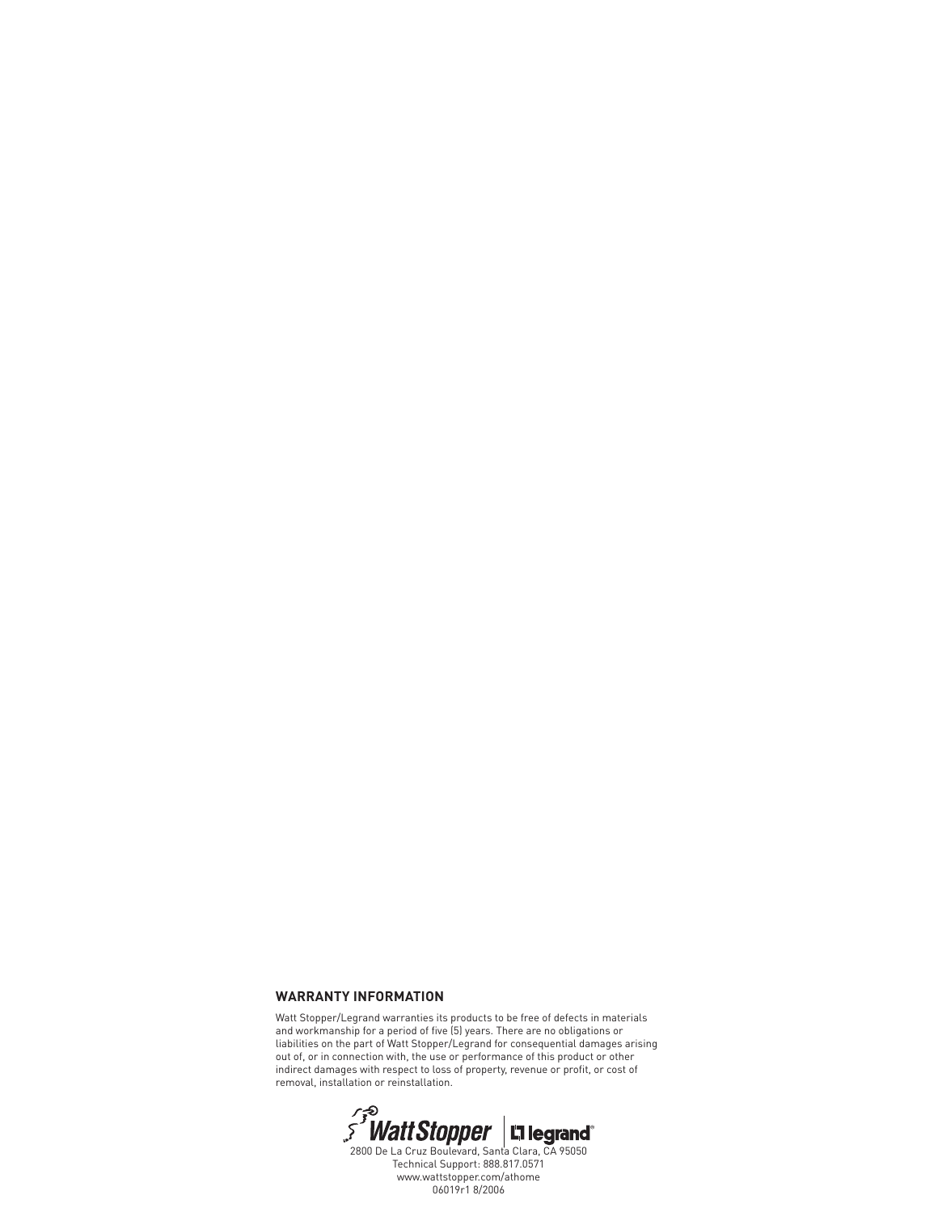## WARRANTY INFORMATION

Watt Stopper/Legrand warranties its products to be free of defects in materials and workmanship for a period of five (5) years. There are no obligations or liabilities on the part of Watt Stopper/Legrand for consequential damages arising out of, or in connection with, the use or performance of this product or other indirect damages with respect to loss of property, revenue or profit, or cost of removal, installation or reinstallation.

WattStopper | legrand

2800 De La Cruz Boulevard, Santa Clara, CA 95050
Technical Support: 888.817.0571
www.wattstopper.com/athome
06019r1 8/2006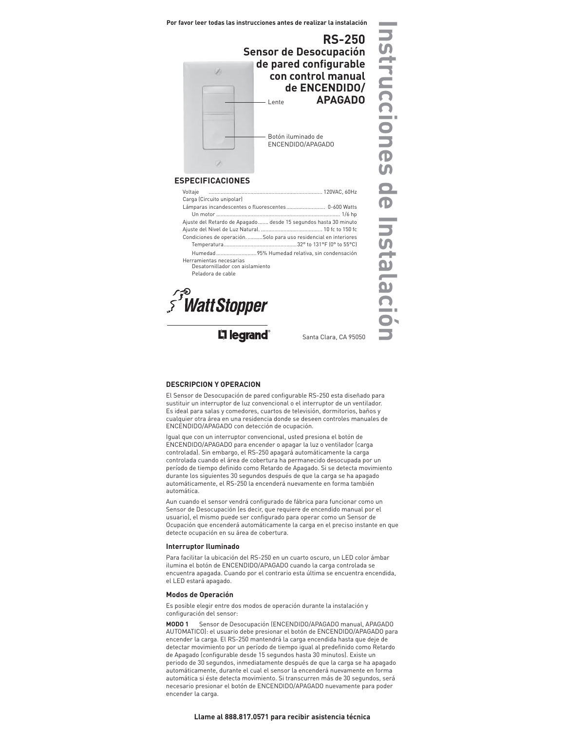Por favor leer todas las instrucciones antes de realizar la instalación

# Instrucciones de Instalación

## RS-250
## Sensor de Desocupación de pared configurable con control manual de ENCENDIDO/APAGADO

Lente

Botón iluminado de ENCENDIDO/APAGADO

### ESPECIFICACIONES

Voltaje ........................................................................ 120VAC, 60Hz
Carga (Circuito unipolar)
Lámparas incandescentes o fluorescentes .......................... 0-600 Watts
Un motor ................................................................................ 1/6 hp
Ajuste del Retardo de Apagado ....... desde 15 segundos hasta 30 minuto
Ajuste del Nivel de Luz Natural. ......................................... 10 fc to 150 fc
Condiciones de operación. ..........Solo para uso residencial en interiores
Temperatura.................................................32° to 131°F (0° to 55°C)
Humedad ...........................95% Humedad relativa, sin condensación
Herramientas necesarias
Desatornillador con aislamiento
Peladora de cable

WattStopper

legrand

Santa Clara, CA 95050

### DESCRIPCION Y OPERACION

El Sensor de Desocupación de pared configurable RS-250 esta diseñado para sustituir un interruptor de luz convencional o el interruptor de un ventilador. Es ideal para salas y comedores, cuartos de televisión, dormitorios, baños y cualquier otra área en una residencia donde se deseen controles manuales de ENCENDIDO/APAGADO con detección de ocupación.

Igual que con un interruptor convencional, usted presiona el botón de ENCENDIDO/APAGADO para encender o apagar la luz o ventilador (carga controlada). Sin embargo, el RS-250 apagará automáticamente la carga controlada cuando el área de cobertura ha permanecido desocupada por un período de tiempo definido como Retardo de Apagado. Si se detecta movimiento durante los siguientes 30 segundos después de que la carga se ha apagado automáticamente, el RS-250 la encenderá nuevamente en forma también automática.

Aun cuando el sensor vendrá configurado de fábrica para funcionar como un Sensor de Desocupación (es decir, que requiere de encendido manual por el usuario), el mismo puede ser configurado para operar como un Sensor de Ocupación que encenderá automáticamente la carga en el preciso instante en que detecte ocupación en su área de cobertura.

#### Interruptor Iluminado

Para facilitar la ubicación del RS-250 en un cuarto oscuro, un LED color ámbar ilumina el botón de ENCENDIDO/APAGADO cuando la carga controlada se encuentra apagada. Cuando por el contrario esta última se encuentra encendida, el LED estará apagado.

#### Modos de Operación

Es posible elegir entre dos modos de operación durante la instalación y configuración del sensor:

**MODO 1** Sensor de Desocupación (ENCENDIDO/APAGADO manual, APAGADO AUTOMATICO): el usuario debe presionar el botón de ENCENDIDO/APAGADO para encender la carga. El RS-250 mantendrá la carga encendida hasta que deje de detectar movimiento por un período de tiempo igual al predefinido como Retardo de Apagado (configurable desde 15 segundos hasta 30 minutos). Existe un periodo de 30 segundos, inmediatamente después de que la carga se ha apagado automáticamente, durante el cual el sensor la encenderá nuevamente en forma automática si éste detecta movimiento. Si transcurren más de 30 segundos, será necesario presionar el botón de ENCENDIDO/APAGADO nuevamente para poder encender la carga.

**Llame al 888.817.0571 para recibir asistencia técnica**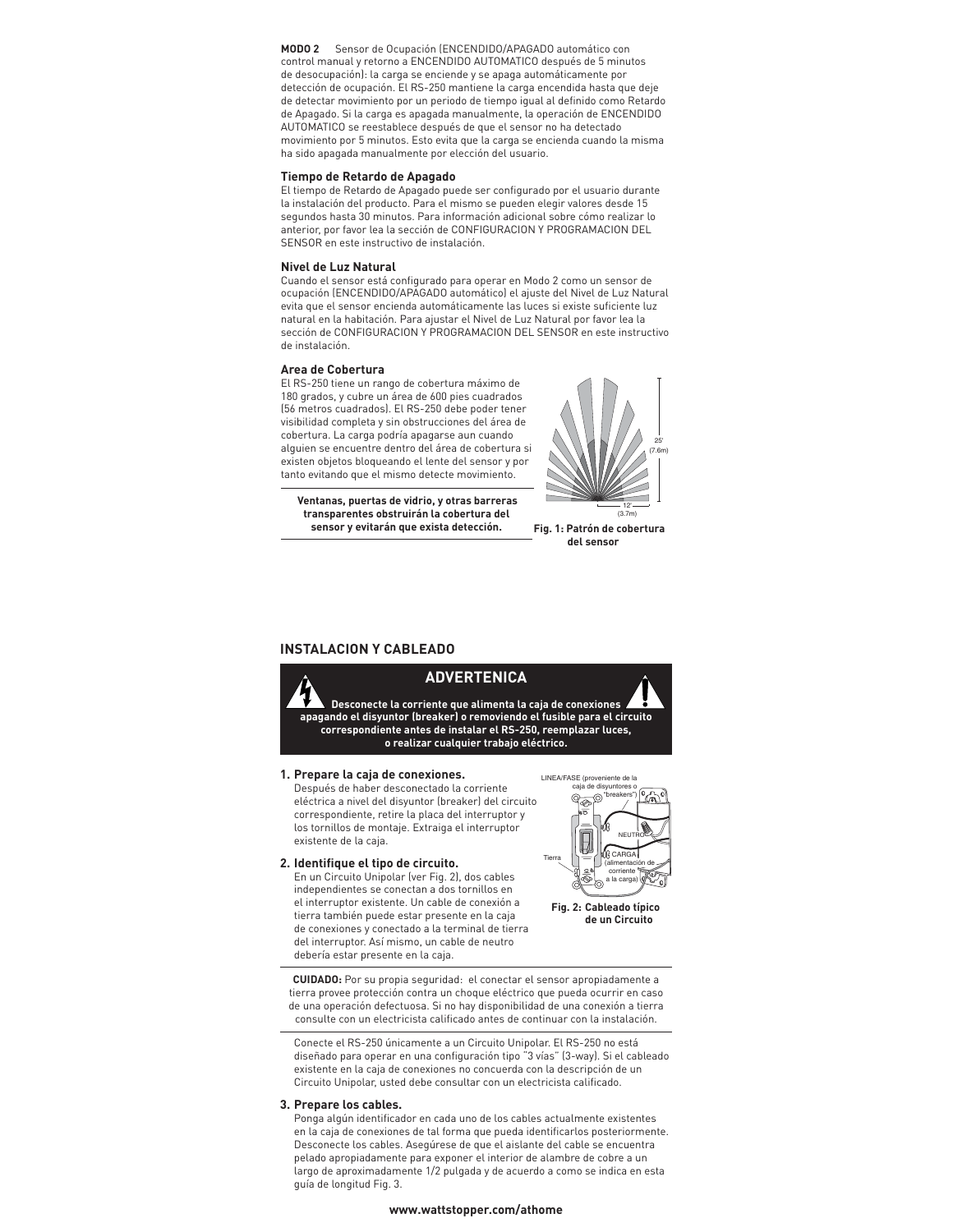**MODO 2** Sensor de Ocupación (ENCENDIDO/APAGADO automático con control manual y retorno a ENCENDIDO AUTOMATICO después de 5 minutos de desocupación): la carga se enciende y se apaga automáticamente por detección de ocupación. El RS-250 mantiene la carga encendida hasta que deje de detectar movimiento por un periodo de tiempo igual al definido como Retardo de Apagado. Si la carga es apagada manualmente, la operación de ENCENDIDO AUTOMATICO se reestablece después de que el sensor no ha detectado movimiento por 5 minutos. Esto evita que la carga se encienda cuando la misma ha sido apagada manualmente por elección del usuario.

### Tiempo de Retardo de Apagado

El tiempo de Retardo de Apagado puede ser configurado por el usuario durante la instalación del producto. Para el mismo se pueden elegir valores desde 15 segundos hasta 30 minutos. Para información adicional sobre cómo realizar lo anterior, por favor lea la sección de CONFIGURACION Y PROGRAMACION DEL SENSOR en este instructivo de instalación.

### Nivel de Luz Natural

Cuando el sensor está configurado para operar en Modo 2 como un sensor de ocupación (ENCENDIDO/APAGADO automático) el ajuste del Nivel de Luz Natural evita que el sensor encienda automáticamente las luces si existe suficiente luz natural en la habitación. Para ajustar el Nivel de Luz Natural por favor lea la sección de CONFIGURACION Y PROGRAMACION DEL SENSOR en este instructivo de instalación.

### Area de Cobertura

El RS-250 tiene un rango de cobertura máximo de 180 grados, y cubre un área de 600 pies cuadrados (56 metros cuadrados). El RS-250 debe poder tener visibilidad completa y sin obstrucciones del área de cobertura. La carga podría apagarse aun cuando alguien se encuentre dentro del área de cobertura si existen objetos bloqueando el lente del sensor y por tanto evitando que el mismo detecte movimiento.

**Ventanas, puertas de vidrio, y otras barreras transparentes obstruirán la cobertura del sensor y evitarán que exista detección.**

25' (7.6m)

12' (3.7m)

**Fig. 1: Patrón de cobertura del sensor**

## INSTALACION Y CABLEADO

### ADVERTENICA

**Desconecte la corriente que alimenta la caja de conexiones apagando el disyuntor (breaker) o removiendo el fusible para el circuito correspondiente antes de instalar el RS-250, reemplazar luces, o realizar cualquier trabajo eléctrico.**

**1. Prepare la caja de conexiones.**
Después de haber desconectado la corriente eléctrica a nivel del disyuntor (breaker) del circuito correspondiente, retire la placa del interruptor y los tornillos de montaje. Extraiga el interruptor existente de la caja.

**2. Identifique el tipo de circuito.**
En un Circuito Unipolar (ver Fig. 2), dos cables independientes se conectan a dos tornillos en el interruptor existente. Un cable de conexión a tierra también puede estar presente en la caja de conexiones y conectado a la terminal de tierra del interruptor. Así mismo, un cable de neutro debería estar presente en la caja.

LINEA/FASE (proveniente de la caja de disyuntores o "breakers")

NEUTRO

Tierra

CARGA (alimentación de corriente a la carga)

**Fig. 2: Cableado típico de un Circuito**

**CUIDADO:** Por su propia seguridad: el conectar el sensor apropiadamente a tierra provee protección contra un choque eléctrico que pueda ocurrir en caso de una operación defectuosa. Si no hay disponibilidad de una conexión a tierra consulte con un electricista calificado antes de continuar con la instalación.

Conecte el RS-250 únicamente a un Circuito Unipolar. El RS-250 no está diseñado para operar en una configuración tipo "3 vías" (3-way). Si el cableado existente en la caja de conexiones no concuerda con la descripción de un Circuito Unipolar, usted debe consultar con un electricista calificado.

**3. Prepare los cables.**
Ponga algún identificador en cada uno de los cables actualmente existentes en la caja de conexiones de tal forma que pueda identificarlos posteriormente. Desconecte los cables. Asegúrese de que el aislante del cable se encuentra pelado apropiadamente para exponer el interior de alambre de cobre a un largo de aproximadamente 1/2 pulgada y de acuerdo a como se indica en esta guía de longitud Fig. 3.

www.wattstopper.com/athome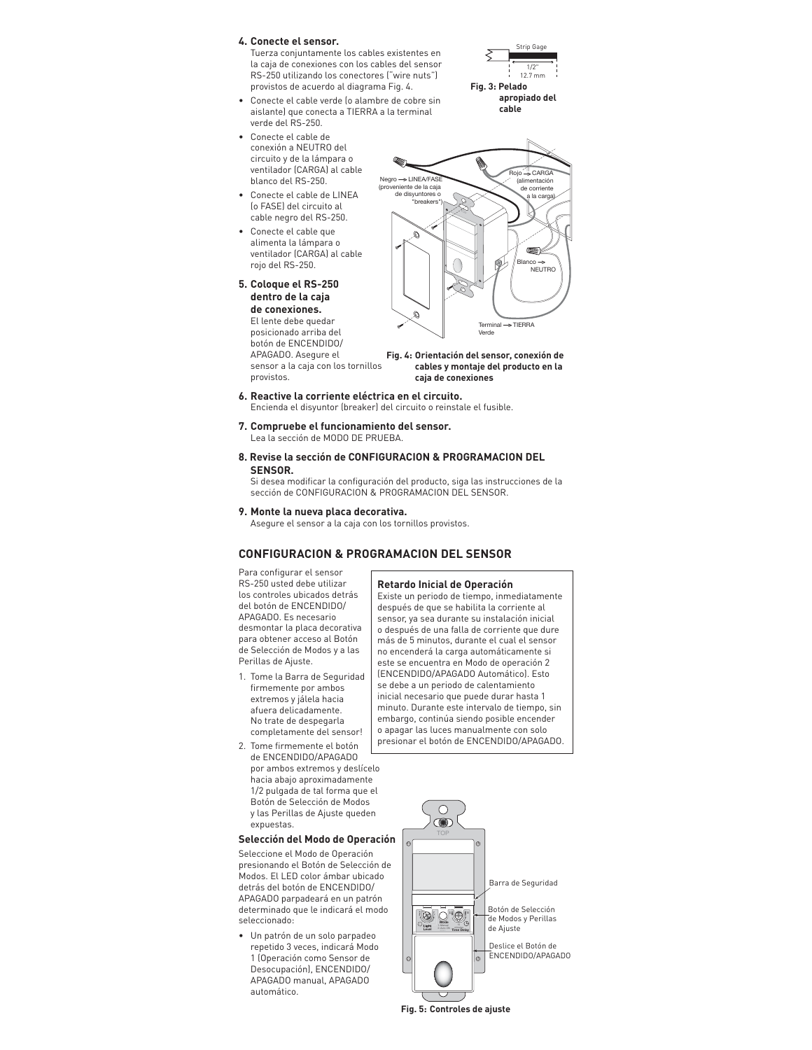**4. Conecte el sensor.**
Tuerza conjuntamente los cables existentes en la caja de conexiones con los cables del sensor RS-250 utilizando los conectores ("wire nuts") provistos de acuerdo al diagrama Fig. 4.

- Conecte el cable verde (o alambre de cobre sin aislante) que conecta a TIERRA a la terminal verde del RS-250.
- Conecte el cable de conexión a NEUTRO del circuito y de la lámpara o ventilador (CARGA) al cable blanco del RS-250.
- Conecte el cable de LINEA (o FASE) del circuito al cable negro del RS-250.
- Conecte el cable que alimenta la lámpara o ventilador (CARGA) al cable rojo del RS-250.

Strip Gage
1/2"
12.7 mm

**Fig. 3: Pelado apropiado del cable**

**5. Coloque el RS-250 dentro de la caja de conexiones.**
El lente debe quedar posicionado arriba del botón de ENCENDIDO/APAGADO. Asegure el sensor a la caja con los tornillos provistos.

Negro → LINEA/FASE (proveniente de la caja de disyuntores o "breakers")
Rojo → CARGA (alimentación de corriente a la carga)
Blanco → NEUTRO
Terminal Verde → TIERRA

**Fig. 4: Orientación del sensor, conexión de cables y montaje del producto en la caja de conexiones**

**6. Reactive la corriente eléctrica en el circuito.**
Encienda el disyuntor (breaker) del circuito o reinstale el fusible.

**7. Compruebe el funcionamiento del sensor.**
Lea la sección de MODO DE PRUEBA.

**8. Revise la sección de CONFIGURACION & PROGRAMACION DEL SENSOR.**
Si desea modificar la configuración del producto, siga las instrucciones de la sección de CONFIGURACION & PROGRAMACION DEL SENSOR.

**9. Monte la nueva placa decorativa.**
Asegure el sensor a la caja con los tornillos provistos.

## CONFIGURACION & PROGRAMACION DEL SENSOR

Para configurar el sensor RS-250 usted debe utilizar los controles ubicados detrás del botón de ENCENDIDO/APAGADO. Es necesario desmontar la placa decorativa para obtener acceso al Botón de Selección de Modos y a las Perillas de Ajuste.

1. Tome la Barra de Seguridad firmemente por ambos extremos y jálela hacia afuera delicadamente. No trate de despegarla completamente del sensor!
2. Tome firmemente el botón de ENCENDIDO/APAGADO por ambos extremos y deslícelo hacia abajo aproximadamente 1/2 pulgada de tal forma que el Botón de Selección de Modos y las Perillas de Ajuste queden expuestas.

### Retardo Inicial de Operación

Existe un periodo de tiempo, inmediatamente después de que se habilita la corriente al sensor, ya sea durante su instalación inicial o después de una falla de corriente que dure más de 5 minutos, durante el cual el sensor no encenderá la carga automáticamente si este se encuentra en Modo de operación 2 (ENCENDIDO/APAGADO Automático). Esto se debe a un periodo de calentamiento inicial necesario que puede durar hasta 1 minuto. Durante este intervalo de tiempo, sin embargo, continúa siendo posible encender o apagar las luces manualmente con solo presionar el botón de ENCENDIDO/APAGADO.

### Selección del Modo de Operación

Seleccione el Modo de Operación presionando el Botón de Selección de Modos. El LED color ámbar ubicado detrás del botón de ENCENDIDO/APAGADO parpadeará en un patrón determinado que le indicará el modo seleccionado:

- Un patrón de un solo parpadeo repetido 3 veces, indicará Modo 1 (Operación como Sensor de Desocupación), ENCENDIDO/APAGADO manual, APAGADO automático.

TOP
Barra de Seguridad
Botón de Selección de Modos y Perillas de Ajuste
Deslice el Botón de ENCENDIDO/APAGADO

**Fig. 5: Controles de ajuste**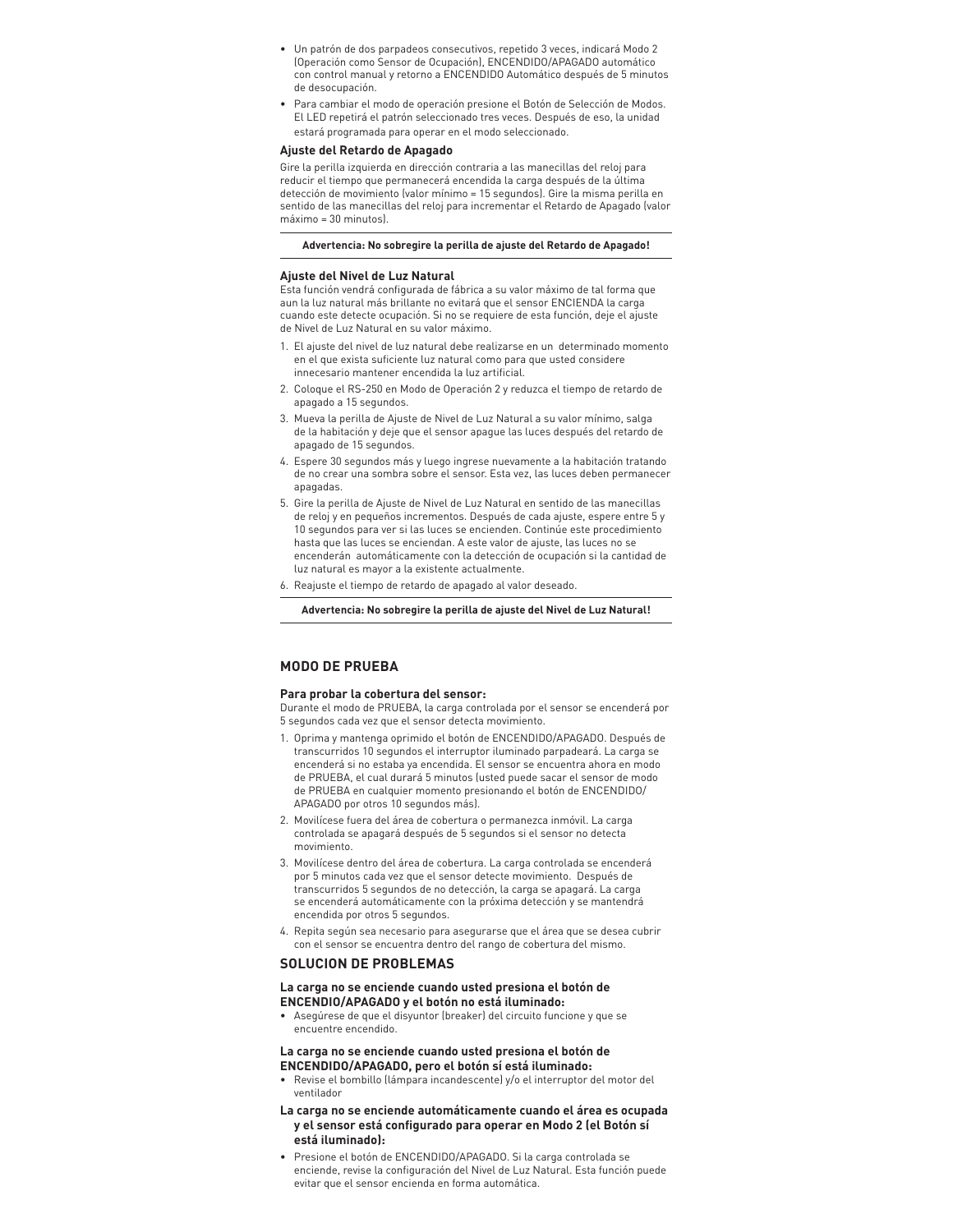- Un patrón de dos parpadeos consecutivos, repetido 3 veces, indicará Modo 2 (Operación como Sensor de Ocupación), ENCENDIDO/APAGADO automático con control manual y retorno a ENCENDIDO Automático después de 5 minutos de desocupación.
- Para cambiar el modo de operación presione el Botón de Selección de Modos. El LED repetirá el patrón seleccionado tres veces. Después de eso, la unidad estará programada para operar en el modo seleccionado.

**Ajuste del Retardo de Apagado**

Gire la perilla izquierda en dirección contraria a las manecillas del reloj para reducir el tiempo que permanecerá encendida la carga después de la última detección de movimiento (valor mínimo = 15 segundos). Gire la misma perilla en sentido de las manecillas del reloj para incrementar el Retardo de Apagado (valor máximo = 30 minutos).

**Advertencia: No sobregire la perilla de ajuste del Retardo de Apagado!**

**Ajuste del Nivel de Luz Natural**

Esta función vendrá configurada de fábrica a su valor máximo de tal forma que aun la luz natural más brillante no evitará que el sensor ENCIENDA la carga cuando este detecte ocupación. Si no se requiere de esta función, deje el ajuste de Nivel de Luz Natural en su valor máximo.

1. El ajuste del nivel de luz natural debe realizarse en un determinado momento en el que exista suficiente luz natural como para que usted considere innecesario mantener encendida la luz artificial.
2. Coloque el RS-250 en Modo de Operación 2 y reduzca el tiempo de retardo de apagado a 15 segundos.
3. Mueva la perilla de Ajuste de Nivel de Luz Natural a su valor mínimo, salga de la habitación y deje que el sensor apague las luces después del retardo de apagado de 15 segundos.
4. Espere 30 segundos más y luego ingrese nuevamente a la habitación tratando de no crear una sombra sobre el sensor. Esta vez, las luces deben permanecer apagadas.
5. Gire la perilla de Ajuste de Nivel de Luz Natural en sentido de las manecillas de reloj y en pequeños incrementos. Después de cada ajuste, espere entre 5 y 10 segundos para ver si las luces se encienden. Continúe este procedimiento hasta que las luces se enciendan. A este valor de ajuste, las luces no se encenderán automáticamente con la detección de ocupación si la cantidad de luz natural es mayor a la existente actualmente.
6. Reajuste el tiempo de retardo de apagado al valor deseado.

**Advertencia: No sobregire la perilla de ajuste del Nivel de Luz Natural!**

## MODO DE PRUEBA

**Para probar la cobertura del sensor:**

Durante el modo de PRUEBA, la carga controlada por el sensor se encenderá por 5 segundos cada vez que el sensor detecta movimiento.

1. Oprima y mantenga oprimido el botón de ENCENDIDO/APAGADO. Después de transcurridos 10 segundos el interruptor iluminado parpadeará. La carga se encenderá si no estaba ya encendida. El sensor se encuentra ahora en modo de PRUEBA, el cual durará 5 minutos (usted puede sacar el sensor de modo de PRUEBA en cualquier momento presionando el botón de ENCENDIDO/APAGADO por otros 10 segundos más).
2. Movilícese fuera del área de cobertura o permanezca inmóvil. La carga controlada se apagará después de 5 segundos si el sensor no detecta movimiento.
3. Movilícese dentro del área de cobertura. La carga controlada se encenderá por 5 minutos cada vez que el sensor detecte movimiento. Después de transcurridos 5 segundos de no detección, la carga se apagará. La carga se encenderá automáticamente con la próxima detección y se mantendrá encendida por otros 5 segundos.
4. Repita según sea necesario para asegurarse que el área que se desea cubrir con el sensor se encuentra dentro del rango de cobertura del mismo.

## SOLUCION DE PROBLEMAS

**La carga no se enciende cuando usted presiona el botón de ENCENDIO/APAGADO y el botón no está iluminado:**

- Asegúrese de que el disyuntor (breaker) del circuito funcione y que se encuentre encendido.

**La carga no se enciende cuando usted presiona el botón de ENCENDIDO/APAGADO, pero el botón sí está iluminado:**

- Revise el bombillo (lámpara incandescente) y/o el interruptor del motor del ventilador

**La carga no se enciende automáticamente cuando el área es ocupada y el sensor está configurado para operar en Modo 2 (el Botón sí está iluminado):**

- Presione el botón de ENCENDIDO/APAGADO. Si la carga controlada se enciende, revise la configuración del Nivel de Luz Natural. Esta función puede evitar que el sensor encienda en forma automática.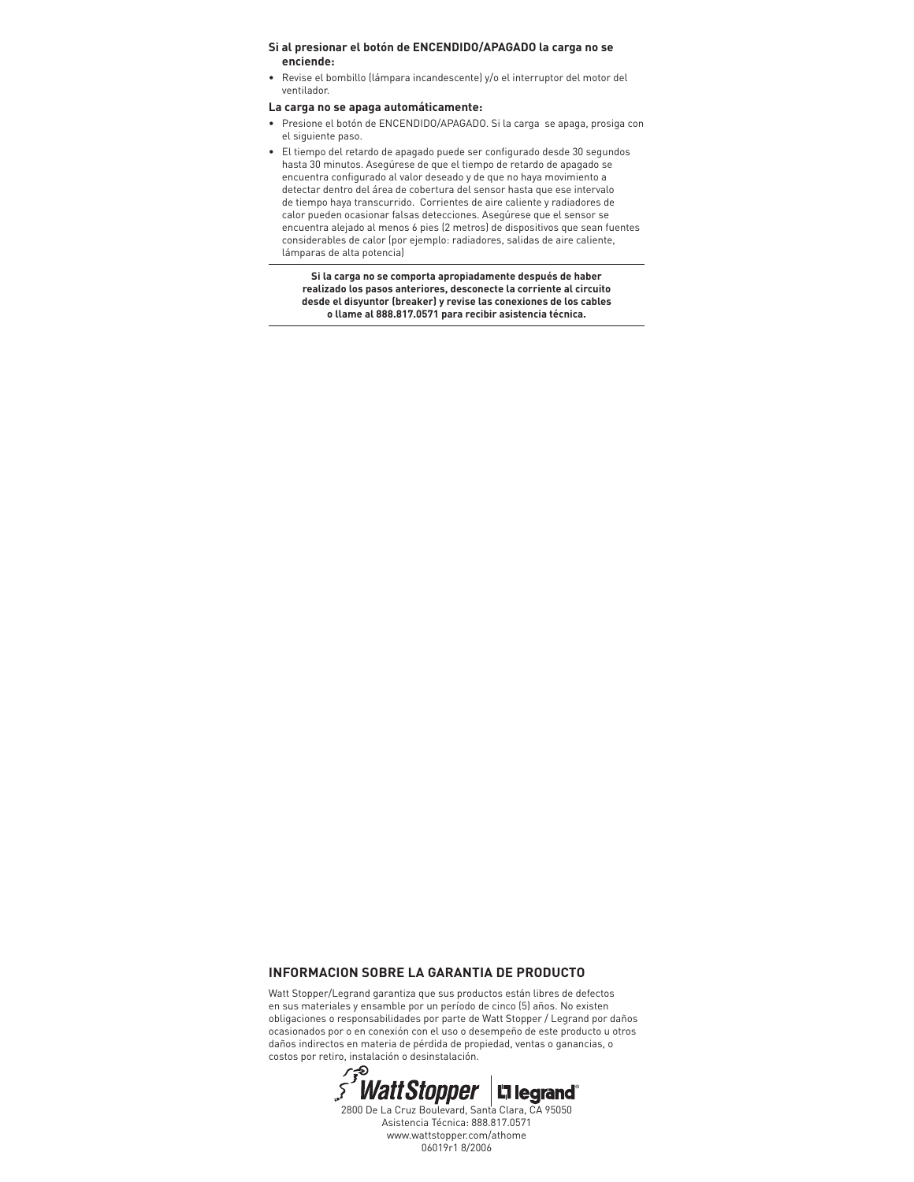**Si al presionar el botón de ENCENDIDO/APAGADO la carga no se enciende:**

- Revise el bombillo (lámpara incandescente) y/o el interruptor del motor del ventilador.

**La carga no se apaga automáticamente:**

- Presione el botón de ENCENDIDO/APAGADO. Si la carga se apaga, prosiga con el siguiente paso.
- El tiempo del retardo de apagado puede ser configurado desde 30 segundos hasta 30 minutos. Asegúrese de que el tiempo de retardo de apagado se encuentra configurado al valor deseado y de que no haya movimiento a detectar dentro del área de cobertura del sensor hasta que ese intervalo de tiempo haya transcurrido. Corrientes de aire caliente y radiadores de calor pueden ocasionar falsas detecciones. Asegúrese que el sensor se encuentra alejado al menos 6 pies (2 metros) de dispositivos que sean fuentes considerables de calor (por ejemplo: radiadores, salidas de aire caliente, lámparas de alta potencia)

---

**Si la carga no se comporta apropiadamente después de haber realizado los pasos anteriores, desconecte la corriente al circuito desde el disyuntor (breaker) y revise las conexiones de los cables o llame al 888.817.0571 para recibir asistencia técnica.**

---

## INFORMACION SOBRE LA GARANTIA DE PRODUCTO

Watt Stopper/Legrand garantiza que sus productos están libres de defectos en sus materiales y ensamble por un período de cinco (5) años. No existen obligaciones o responsabilidades por parte de Watt Stopper / Legrand por daños ocasionados por o en conexión con el uso o desempeño de este producto u otros daños indirectos en materia de pérdida de propiedad, ventas o ganancias, o costos por retiro, instalación o desinstalación.

Watt Stopper | legrand®

2800 De La Cruz Boulevard, Santa Clara, CA 95050
Asistencia Técnica: 888.817.0571
www.wattstopper.com/athome
06019r1 8/2006